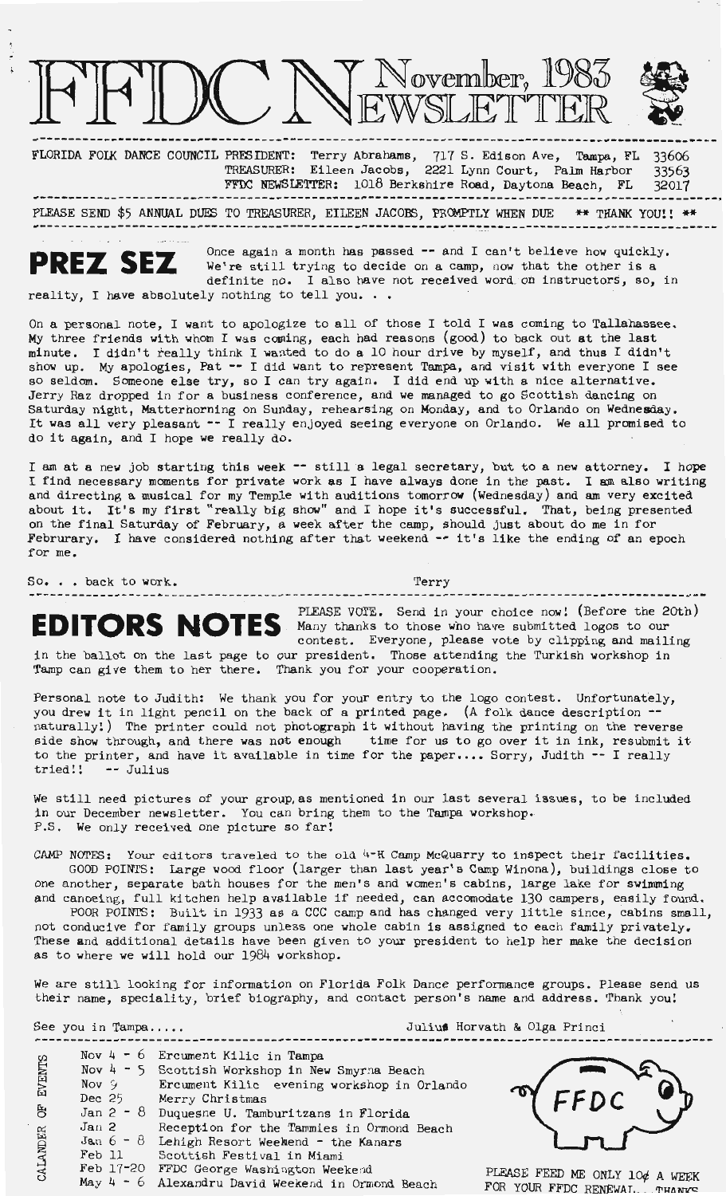# FFDC NEWSLETTER November, 1983

FLORIDA FOLK DANCE COUNCIL PRESIDENT: Terry Abrahams, 717 S. Edison Ave, Tampa, FL 33606
TREASURER: Eileen Jacobs, 2221 Lynn Court, Palm Harbor 33563
FFDC NEWSLETTER: 1018 Berkshire Road, Daytona Beach, FL 32017

PLEASE SEND $5 ANNUAL DUES TO TREASURER, EILEEN JACOBS, PROMPTLY WHEN DUE ** THANK YOU!! **

## PREZ SEZ

Once again a month has passed -- and I can't believe how quickly. We're still trying to decide on a camp, now that the other is a definite no. I also have not received word on instructors, so, in reality, I have absolutely nothing to tell you. . .

On a personal note, I want to apologize to all of those I told I was coming to Tallahassee. My three friends with whom I was coming, each had reasons (good) to back out at the last minute. I didn't really think I wanted to do a 10 hour drive by myself, and thus I didn't show up. My apologies, Pat -- I did want to represent Tampa, and visit with everyone I see so seldom. Someone else try, so I can try again. I did end up with a nice alternative. Jerry Raz dropped in for a business conference, and we managed to go Scottish dancing on Saturday night, Matterhorning on Sunday, rehearsing on Monday, and to Orlando on Wednesday. It was all very pleasant -- I really enjoyed seeing everyone on Orlando. We all promised to do it again, and I hope we really do.

I am at a new job starting this week -- still a legal secretary, but to a new attorney. I hope I find necessary moments for private work as I have always done in the past. I am also writing and directing a musical for my Temple with auditions tomorrow (Wednesday) and am very excited about it. It's my first "really big show" and I hope it's successful. That, being presented on the final Saturday of February, a week after the camp, should just about do me in for Februrary. I have considered nothing after that weekend -- it's like the ending of an epoch for me.

So. . . back to work.

Terry

## EDITORS NOTES

PLEASE VOTE. Send in your choice now! (Before the 20th) Many thanks to those who have submitted logos to our contest. Everyone, please vote by clipping and mailing in the ballot on the last page to our president. Those attending the Turkish workshop in Tamp can give them to her there. Thank you for your cooperation.

Personal note to Judith: We thank you for your entry to the logo contest. Unfortunately, you drew it in light pencil on the back of a printed page. (A folk dance description -- naturally!) The printer could not photograph it without having the printing on the reverse side show through, and there was not enough time for us to go over it in ink, resubmit it to the printer, and have it available in time for the paper.... Sorry, Judith -- I really tried!! -- Julius

We still need pictures of your group, as mentioned in our last several issues, to be included in our December newsletter. You can bring them to the Tampa workshop.
P.S. We only received one picture so far!

CAMP NOTES: Your editors traveled to the old 4-H Camp McQuarry to inspect their facilities.
GOOD POINTS: Large wood floor (larger than last year's Camp Winona), buildings close to one another, separate bath houses for the men's and women's cabins, large lake for swimming and canoeing, full kitchen help available if needed, can accomodate 130 campers, easily found.
POOR POINTS: Built in 1933 as a CCC camp and has changed very little since, cabins small, not conducive for family groups unless one whole cabin is assigned to each family privately. These and additional details have been given to your president to help her make the decision as to where we will hold our 1984 workshop.

We are still looking for information on Florida Folk Dance performance groups. Please send us their name, speciality, brief biography, and contact person's name and address. Thank you!

See you in Tampa.....

Julius Horvath & Olga Princi

## CALANDER OF EVENTS

- Nov 4 - 6 Ercument Kilic in Tampa
- Nov 4 - 5 Scottish Workshop in New Smyrna Beach
- Nov 9 Ercument Kilic evening workshop in Orlando
- Dec 25 Merry Christmas
- Jan 2 - 8 Duquesne U. Tamburitzans in Florida
- Jan 2 Reception for the Tammies in Ormond Beach
- Jan 6 - 8 Lehigh Resort Weekend - the Kanars
- Feb 11 Scottish Festival in Miami
- Feb 17-20 FFDC George Washington Weekend
- May 4 - 6 Alexandru David Weekend in Ormond Beach

FFDC

PLEASE FEED ME ONLY 10¢ A WEEK FOR YOUR FFDC RENEWAL... THANKS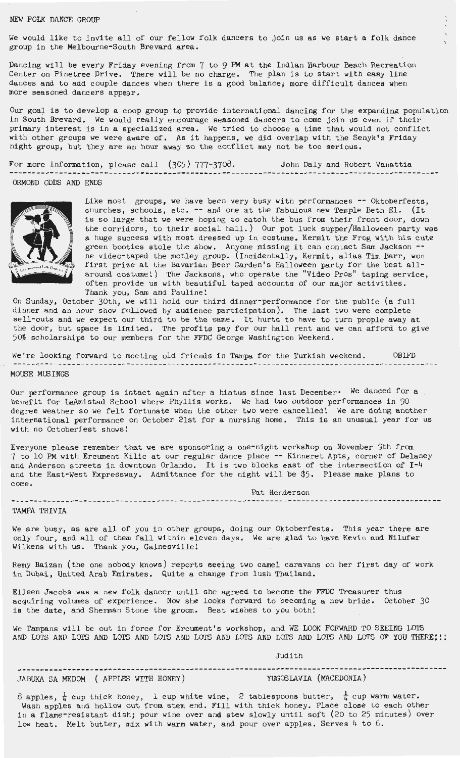## NEW FOLK DANCE GROUP

We would like to invite all of our fellow folk dancers to join us as we start a folk dance group in the Melbourne-South Brevard area.

Dancing will be every Friday evening from 7 to 9 PM at the Indian Harbour Beach Recreation Center on Pinetree Drive. There will be no charge. The plan is to start with easy line dances and to add couple dances when there is a good balance, more difficult dances when more seasoned dancers appear.

Our goal is to develop a coop group to provide international dancing for the expanding population in South Brevard. We would really encourage seasoned dancers to come join us even if their primary interest is in a specialized area. We tried to choose a time that would not conflict with other groups we were aware of. As it happens, we did overlap with the Senyk's Friday night group, but they are an hour away so the conflict may not be too serious.

For more information, please call (305) 777-3708. John Daly and Robert Vanattia

---

## ORMOND ODDS AND ENDS

Like most groups, we have been very busy with performances -- Oktoberfests, churches, schools, etc. -- and one at the fabulous new Temple Beth El. (It is so large that we were hoping to catch the bus from their front door, down the corridors, to their social hall.) Our pot luck supper/Halloween party was a huge success with most dressed up in costume. Kermit the Frog with his cute green booties stole the show. Anyone missing it can contact Sam Jackson -- he video-taped the motley group. (Incidentally, Kermit, alias Tim Barr, won first prize at the Bavarian Beer Garden's Halloween party for the best all-around costume!) The Jacksons, who operate the "Video Pros" taping service, often provide us with beautiful taped accounts of our major activities. Thank you, Sam and Pauline!

On Sunday, October 30th, we will hold our third dinner-performance for the public (a full dinner and an hour show followed by audience participation). The last two were complete sell-outs and we expect our third to be the same. It hurts to have to turn prople away at the door, but space is limited. The profits pay for our hall rent and we can afford to give 50% scholarships to our members for the FFDC George Washington Weekend.

We're looking forward to meeting old friends in Tampa for the Turkish weekend. OBIFD

---

## MOUSE MUSINGS

Our performance group is intact again after a hiatus since last December. We danced for a benefit for LaAmistad School where Phyllis works. We had two outdoor performances in 90 degree weather so we felt fortunate when the other two were cancelled! We are doing another international performance on October 21st for a nursing home. This is an unusual year for us with no Octoberfest shows!

Everyone please remember that we are sponsoring a one-night workshop on November 9th from 7 to 10 PM with Ercument Kilic at our regular dance place -- Kinneret Apts, corner of Delaney and Anderson streets in downtown Orlando. It is two blocks east of the intersection of I-4 and the East-West Expressway. Admittance for the night will be $5. Please make plans to come.

Pat Henderson

---

## TAMPA TRIVIA

We are busy, as are all of you in other groups, doing our Oktoberfests. This year there are only four, and all of them fall within eleven days. We are glad to have Kevin and Nilufer Wilkens with us. Thank you, Gainesville!

Remy Baizan (the one nobody knows) reports seeing two camel caravans on her first day of work in Dubai, United Arab Emirates. Quite a change from lush Thailand.

Eileen Jacobs was a new folk dancer until she agreed to become the FFDC Treasurer thus acquiring volumes of experience. Now she looks forward to becoming a new bride. October 30 is the date, and Sherman Stone the groom. Best wishes to you both!

We Tampans will be out in force for Ercument's workshop, and WE LOOK FORWARD TO SEEING LOTS AND LOTS AND LOTS AND LOTS AND LOTS AND LOTS AND LOTS AND LOTS AND LOTS AND LOTS OF YOU THERE!!!

Judith

---

## JABUKA SA MEDOM ( APPLES WITH HONEY) — YUGOSLAVIA (MACEDONIA)

8 apples, $\frac{1}{4}$ cup thick honey, 1 cup white wine, 2 tablespoons butter, $\frac{1}{4}$ cup warm water. Wash apples and hollow out from stem end. Fill with thick honey. Place close to each other in a flame-resistant dish; pour wine over and stew slowly until soft (20 to 25 minutes) over low heat. Melt butter, mix with warm water, and pour over apples. Serves 4 to 6.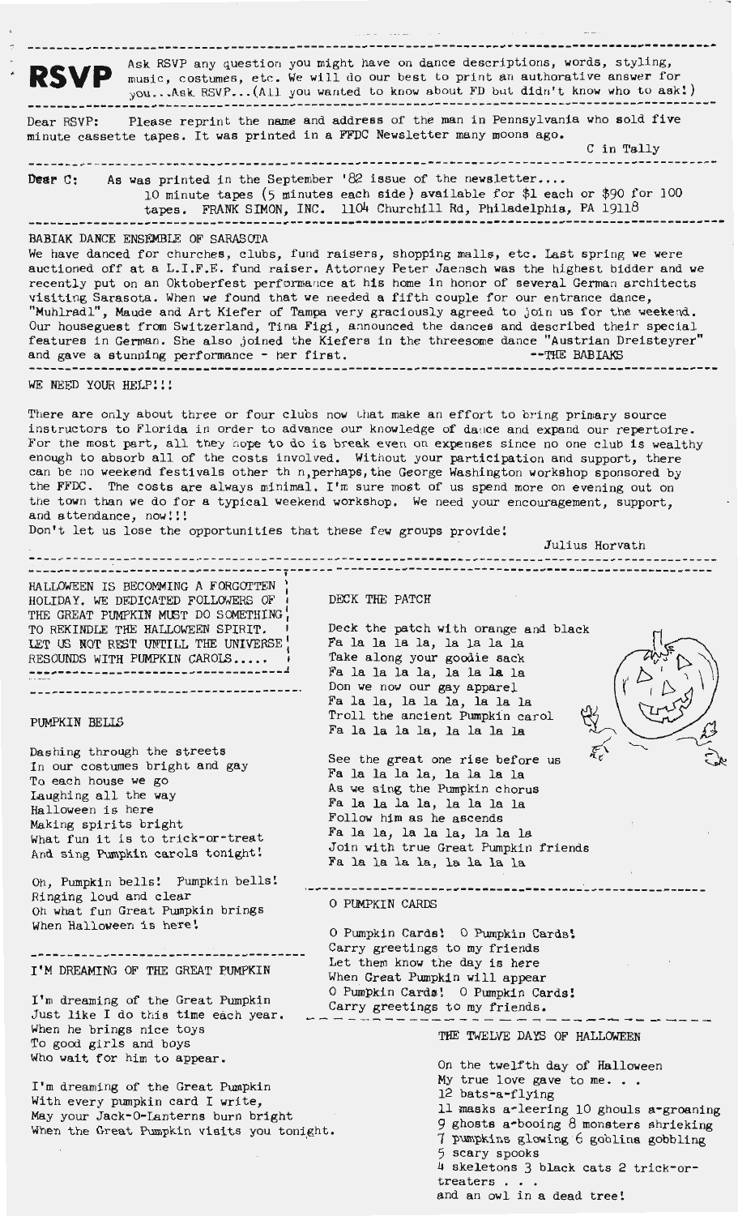**RSVP** Ask RSVP any question you might have on dance descriptions, words, styling, music, costumes, etc. We will do our best to print an authorative answer for you...Ask RSVP...(All you wanted to know about FD but didn't know who to ask!)

Dear RSVP: Please reprint the name and address of the man in Pennsylvania who sold five minute cassette tapes. It was printed in a FFDC Newsletter many moons ago.

C in Tally

Dear C: As was printed in the September '82 issue of the newsletter....
10 minute tapes (5 minutes each side) available for $1 each or $90 for 100 tapes. FRANK SIMON, INC. 1104 Churchill Rd, Philadelphia, PA 19118

BABIAK DANCE ENSEMBLE OF SARASOTA

We have danced for churches, clubs, fund raisers, shopping malls, etc. Last spring we were auctioned off at a L.I.F.E. fund raiser. Attorney Peter Jaensch was the highest bidder and we recently put on an Oktoberfest performance at his home in honor of several German architects visiting Sarasota. When we found that we needed a fifth couple for our entrance dance, "Muhlradl", Maude and Art Kiefer of Tampa very graciously agreed to join us for the weekend. Our houseguest from Switzerland, Tina Figi, announced the dances and described their special features in German. She also joined the Kiefers in the threesome dance "Austrian Dreisteyrer" and gave a stunning performance - her first. --THE BABIAKS

WE NEED YOUR HELP!!!

There are only about three or four clubs now that make an effort to bring primary source instructors to Florida in order to advance our knowledge of dance and expand our repertoire. For the most part, all they hope to do is break even on expenses since no one club is wealthy enough to absorb all of the costs involved. Without your participation and support, there can be no weekend festivals other th n,perhaps,the George Washington workshop sponsored by the FFDC. The costs are always minimal. I'm sure most of us spend more on evening out on the town than we do for a typical weekend workshop. We need your encouragement, support, and attendance, now!!!

Don't let us lose the opportunities that these few groups provide!

Julius Horvath

HALLOWEEN IS BECOMMING A FORGOTTEN HOLIDAY. WE DEDICATED FOLLOWERS OF THE GREAT PUMPKIN MUST DO SOMETHING TO REKINDLE THE HALLOWEEN SPIRIT. LET US NOT REST UNTILL THE UNIVERSE RESOUNDS WITH PUMPKIN CAROLS.....

PUMPKIN BELLS

Dashing through the streets
In our costumes bright and gay
To each house we go
Laughing all the way
Halloween is here
Making spirits bright
What fun it is to trick-or-treat
And sing Pumpkin carols tonight!

Oh, Pumpkin bells! Pumpkin bells!
Ringing loud and clear
Oh what fun Great Pumpkin brings
When Halloween is here!

I'M DREAMING OF THE GREAT PUMPKIN

I'm dreaming of the Great Pumpkin
Just like I do this time each year.
When he brings nice toys
To good girls and boys
Who wait for him to appear.

I'm dreaming of the Great Pumpkin
With every pumpkin card I write,
May your Jack-O-Lanterns burn bright
When the Great Pumpkin visits you tonight.

DECK THE PATCH

Deck the patch with orange and black
Fa la la la la, la la la la
Take along your goodie sack
Fa la la la la, la la la la
Don we now our gay apparel
Fa la la, la la la, la la la
Troll the ancient Pumpkin carol
Fa la la la la, la la la la

See the great one rise before us
Fa la la la la, la la la la
As we sing the Pumpkin chorus
Fa la la la la, la la la la
Follow him as he ascends
Fa la la, la la la, la la la
Join with true Great Pumpkin friends
Fa la la la la, la la la la

O PUMPKIN CARDS

O Pumpkin Cards! O Pumpkin Cards!
Carry greetings to my friends
Let them know the day is here
When Great Pumpkin will appear
O Pumpkin Cards! O Pumpkin Cards!
Carry greetings to my friends.

THE TWELVE DAYS OF HALLOWEEN

On the twelfth day of Halloween
My true love gave to me. . .
12 bats-a-flying
11 masks a-leering 10 ghouls a-groaning
9 ghosts a-booing 8 monsters shrieking
7 pumpkins glowing 6 goblins gobbling
5 scary spooks
4 skeletons 3 black cats 2 trick-or-treaters . . .
and an owl in a dead tree!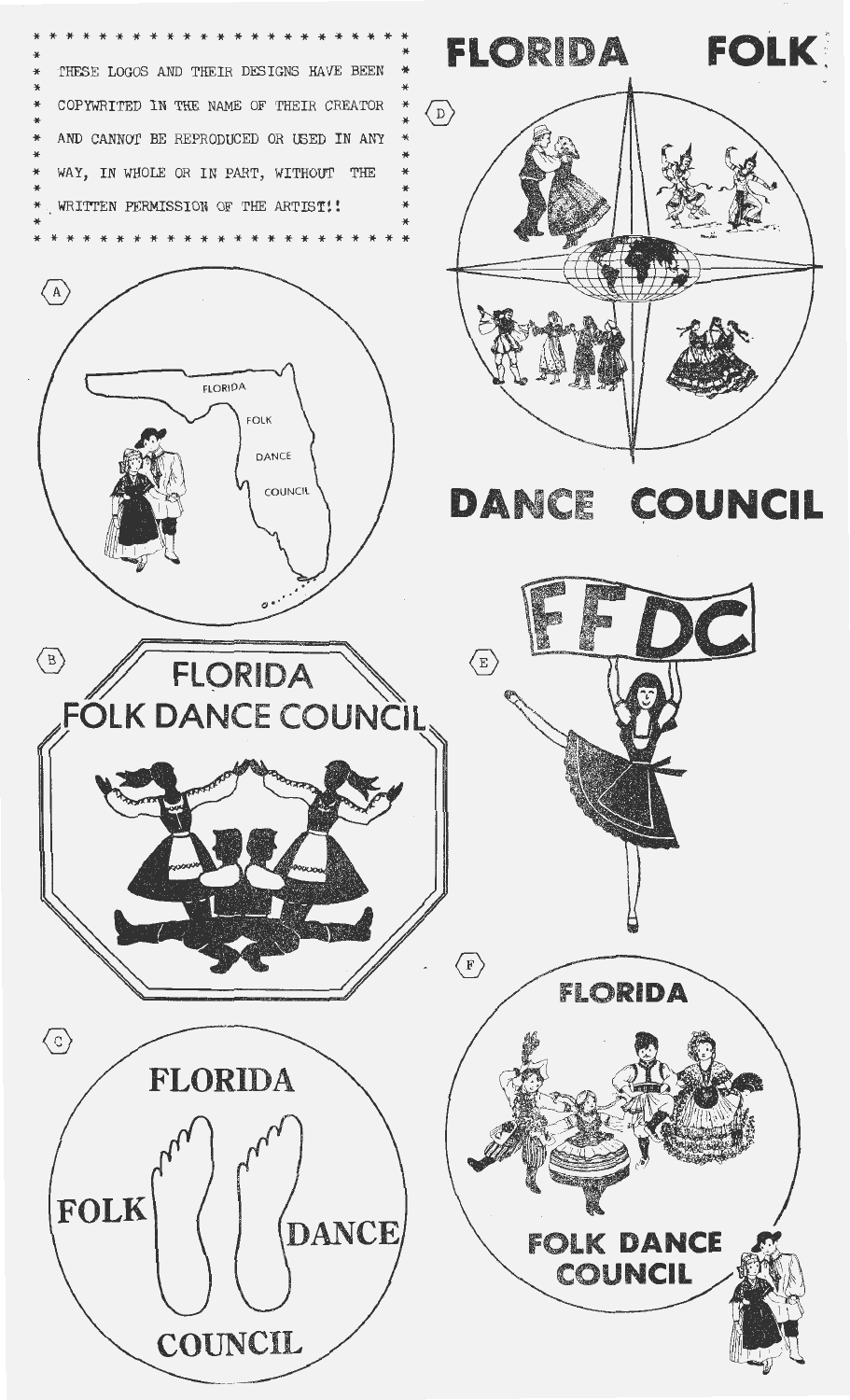THESE LOGOS AND THEIR DESIGNS HAVE BEEN COPYWRITED IN THE NAME OF THEIR CREATOR AND CANNOT BE REPRODUCED OR USED IN ANY WAY, IN WHOLE OR IN PART, WITHOUT THE WRITTEN PERMISSION OF THE ARTIST!!

A

FLORIDA FOLK DANCE COUNCIL

B

FLORIDA FOLK DANCE COUNCIL

C

FLORIDA FOLK DANCE COUNCIL

D

FLORIDA FOLK DANCE COUNCIL

E

FFDC

F

FLORIDA FOLK DANCE COUNCIL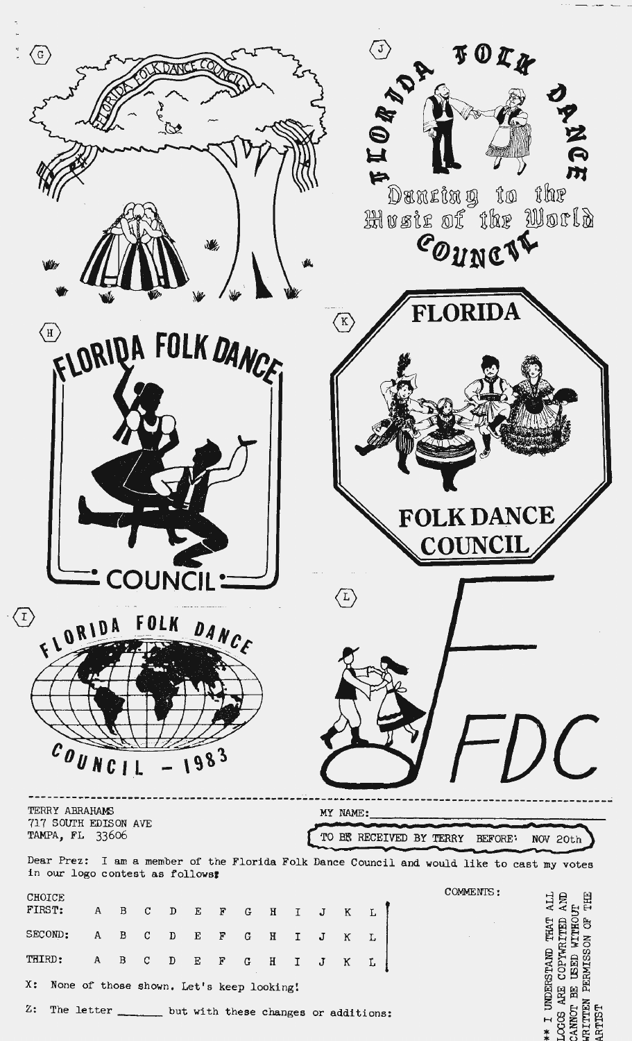(G)

FLORIDA FOLK DANCE COUNCIL

(J)

FLORIDA FOLK DANCE COUNCIL

Dancing to the Music of the World

(H)

FLORIDA FOLK DANCE

COUNCIL

(K)

FLORIDA

FOLK DANCE COUNCIL

(I)

FLORIDA FOLK DANCE

COUNCIL - 1983

(L)

FFDC

---

TERRY ABRAHAMS
717 SOUTH EDISON AVE
TAMPA, FL 33606

MY NAME: ______________________

TO BE RECEIVED BY TERRY BEFORE: NOV 20th

Dear Prez: I am a member of the Florida Folk Dance Council and would like to cast my votes in our logo contest as follows:

CHOICE

FIRST: A B C D E F G H I J K L

SECOND: A B C D E F G H I J K L

THIRD: A B C D E F G H I J K L

COMMENTS:

X: None of those shown. Let's keep looking!

Z: The letter _______ but with these changes or additions:

** I UNDERSTAND THAT ALL LOGOS ARE COPYWRITED AND CANNOT BE USED WITHOUT WRITTEN PERMISSON OF THE ARTIST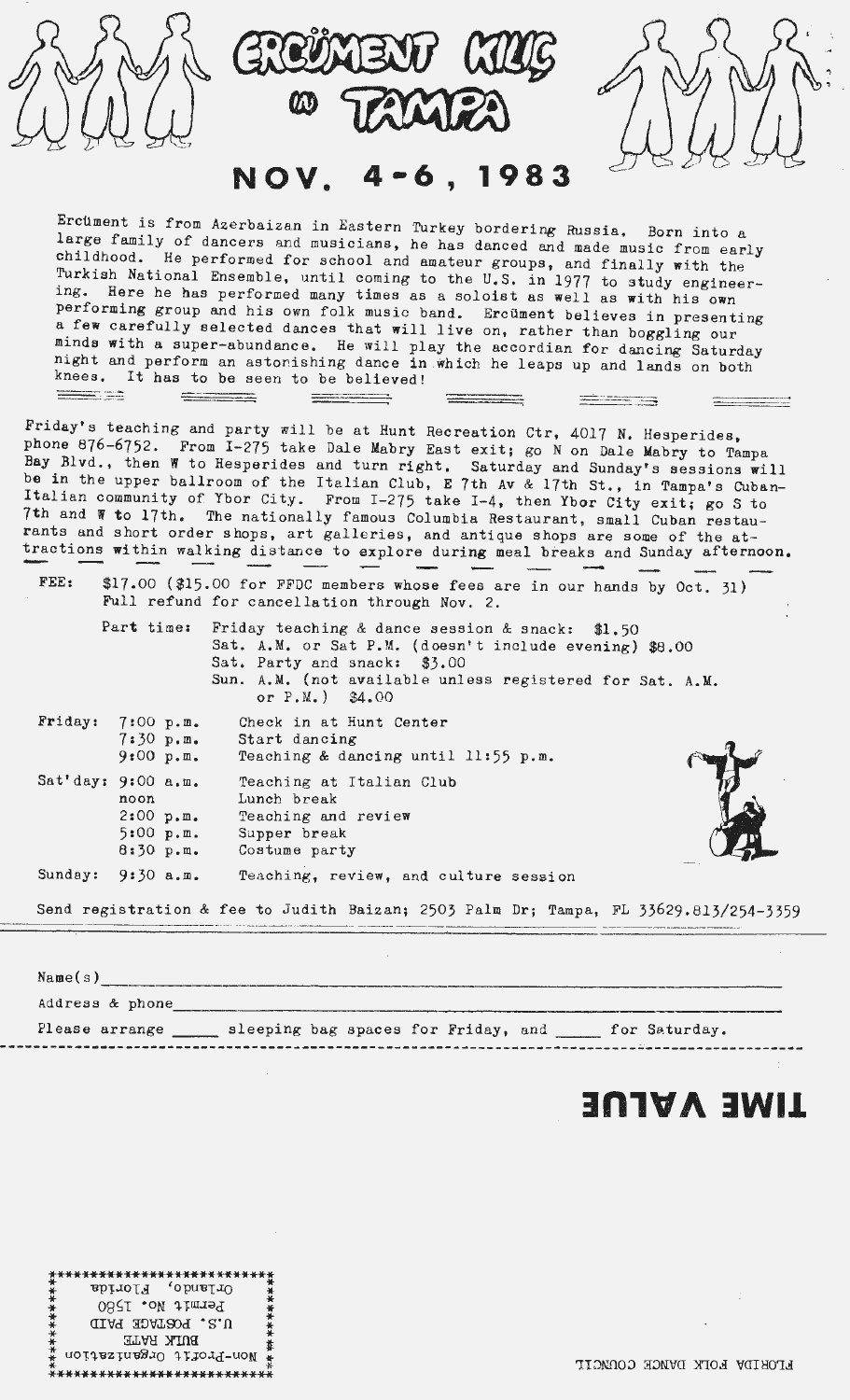# ERCÜMENT KILIÇ in TAMPA

## NOV. 4-6, 1983

Ercüment is from Azerbaizan in Eastern Turkey bordering Russia. Born into a large family of dancers and musicians, he has danced and made music from early childhood. He performed for school and amateur groups, and finally with the Turkish National Ensemble, until coming to the U.S. in 1977 to study engineering. Here he has performed many times as a soloist as well as with his own performing group and his own folk music band. Ercüment believes in presenting a few carefully selected dances that will live on, rather than boggling our minds with a super-abundance. He will play the accordian for dancing Saturday night and perform an astonishing dance in which he leaps up and lands on both knees. It has to be seen to be believed!

Friday's teaching and party will be at Hunt Recreation Ctr, 4017 N. Hesperides, phone 876-6752. From I-275 take Dale Mabry East exit; go N on Dale Mabry to Tampa Bay Blvd., then W to Hesperides and turn right. Saturday and Sunday's sessions will be in the upper ballroom of the Italian Club, E 7th Av & 17th St., in Tampa's Cuban-Italian community of Ybor City. From I-275 take I-4, then Ybor City exit; go S to 7th and W to 17th. The nationally famous Columbia Restaurant, small Cuban restaurants and short order shops, art galleries, and antique shops are some of the attractions within walking distance to explore during meal breaks and Sunday afternoon.

FEE: $17.00 ($15.00 for FFDC members whose fees are in our hands by Oct. 31)
Full refund for cancellation through Nov. 2.

Part time: Friday teaching & dance session & snack: $1.50
Sat. A.M. or Sat P.M. (doesn't include evening) $8.00
Sat. Party and snack: $3.00
Sun. A.M. (not available unless registered for Sat. A.M. or P.M.) $4.00

| | | |
|---|---|---|
| Friday: | 7:00 p.m. | Check in at Hunt Center |
| | 7:30 p.m. | Start dancing |
| | 9:00 p.m. | Teaching & dancing until 11:55 p.m. |
| Sat'day: | 9:00 a.m. | Teaching at Italian Club |
| | noon | Lunch break |
| | 2:00 p.m. | Teaching and review |
| | 5:00 p.m. | Supper break |
| | 8:30 p.m. | Costume party |
| Sunday: | 9:30 a.m. | Teaching, review, and culture session |

Send registration & fee to Judith Baizan; 2503 Palm Dr; Tampa, FL 33629.813/254-3359

Name(s)\_\_\_\_\_\_\_\_\_\_\_\_\_\_\_\_\_\_\_\_\_\_\_\_\_\_\_\_\_\_\_\_\_\_\_\_\_\_\_\_

Address & phone\_\_\_\_\_\_\_\_\_\_\_\_\_\_\_\_\_\_\_\_\_\_\_\_\_\_\_\_\_\_\_\_\_\_\_\_

Please arrange \_\_\_\_\_ sleeping bag spaces for Friday, and \_\_\_\_\_ for Saturday.

**TIME VALUE**

Non-Profit Organization
BULK RATE
U.S. POSTAGE PAID
Permit No. 1580
Orlando, Florida

FLORIDA FOLK DANCE COUNCIL